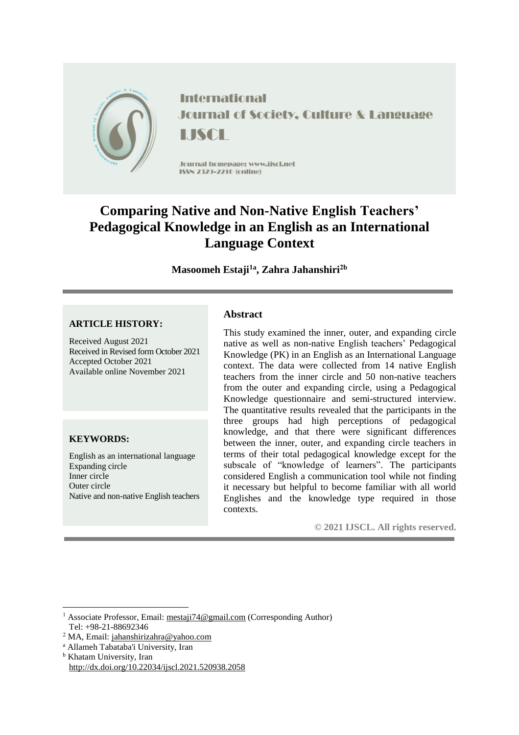International Journal of Society, Culture & Language

IJSCL

Journal homepage: www.ijscl.net

ISSN 2329-2210 (online)

# Comparing Native and Non-Native English Teachers' Pedagogical Knowledge in an English as an International Language Context

**Masoomeh Estaji[1a], Zahra Jahanshiri[2b]**

**ARTICLE HISTORY:**

Received August 2021
Received in Revised form October 2021
Accepted October 2021
Available online November 2021

**KEYWORDS:**

English as an international language
Expanding circle
Inner circle
Outer circle
Native and non-native English teachers

## Abstract

This study examined the inner, outer, and expanding circle native as well as non-native English teachers' Pedagogical Knowledge (PK) in an English as an International Language context. The data were collected from 14 native English teachers from the inner circle and 50 non-native teachers from the outer and expanding circle, using a Pedagogical Knowledge questionnaire and semi-structured interview. The quantitative results revealed that the participants in the three groups had high perceptions of pedagogical knowledge, and that there were significant differences between the inner, outer, and expanding circle teachers in terms of their total pedagogical knowledge except for the subscale of "knowledge of learners". The participants considered English a communication tool while not finding it necessary but helpful to become familiar with all world Englishes and the knowledge type required in those contexts.

**© 2021 IJSCL. All rights reserved.**

---

[1] Associate Professor, Email: mestaji74@gmail.com (Corresponding Author)
Tel: +98-21-88692346

[2] MA, Email: jahanshirizahra@yahoo.com

[a] Allameh Tabataba'i University, Iran

[b] Khatam University, Iran

http://dx.doi.org/10.22034/ijscl.2021.520938.2058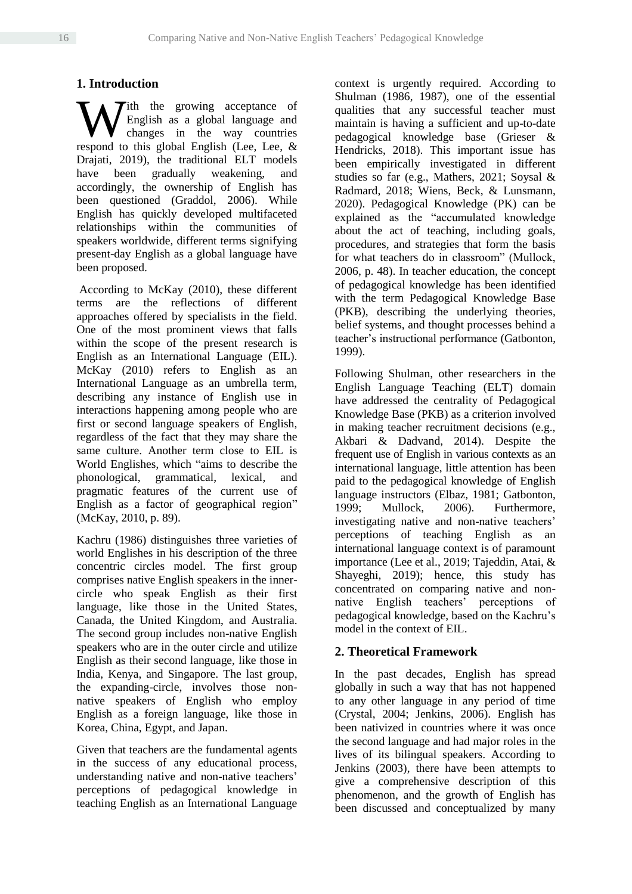## 1. Introduction

With the growing acceptance of English as a global language and changes in the way countries respond to this global English (Lee, Lee, & Drajati, 2019), the traditional ELT models have been gradually weakening, and accordingly, the ownership of English has been questioned (Graddol, 2006). While English has quickly developed multifaceted relationships within the communities of speakers worldwide, different terms signifying present-day English as a global language have been proposed.

According to McKay (2010), these different terms are the reflections of different approaches offered by specialists in the field. One of the most prominent views that falls within the scope of the present research is English as an International Language (EIL). McKay (2010) refers to English as an International Language as an umbrella term, describing any instance of English use in interactions happening among people who are first or second language speakers of English, regardless of the fact that they may share the same culture. Another term close to EIL is World Englishes, which "aims to describe the phonological, grammatical, lexical, and pragmatic features of the current use of English as a factor of geographical region" (McKay, 2010, p. 89).

Kachru (1986) distinguishes three varieties of world Englishes in his description of the three concentric circles model. The first group comprises native English speakers in the inner-circle who speak English as their first language, like those in the United States, Canada, the United Kingdom, and Australia. The second group includes non-native English speakers who are in the outer circle and utilize English as their second language, like those in India, Kenya, and Singapore. The last group, the expanding-circle, involves those non-native speakers of English who employ English as a foreign language, like those in Korea, China, Egypt, and Japan.

Given that teachers are the fundamental agents in the success of any educational process, understanding native and non-native teachers' perceptions of pedagogical knowledge in teaching English as an International Language context is urgently required. According to Shulman (1986, 1987), one of the essential qualities that any successful teacher must maintain is having a sufficient and up-to-date pedagogical knowledge base (Grieser & Hendricks, 2018). This important issue has been empirically investigated in different studies so far (e.g., Mathers, 2021; Soysal & Radmard, 2018; Wiens, Beck, & Lunsmann, 2020). Pedagogical Knowledge (PK) can be explained as the "accumulated knowledge about the act of teaching, including goals, procedures, and strategies that form the basis for what teachers do in classroom" (Mullock, 2006, p. 48). In teacher education, the concept of pedagogical knowledge has been identified with the term Pedagogical Knowledge Base (PKB), describing the underlying theories, belief systems, and thought processes behind a teacher's instructional performance (Gatbonton, 1999).

Following Shulman, other researchers in the English Language Teaching (ELT) domain have addressed the centrality of Pedagogical Knowledge Base (PKB) as a criterion involved in making teacher recruitment decisions (e.g., Akbari & Dadvand, 2014). Despite the frequent use of English in various contexts as an international language, little attention has been paid to the pedagogical knowledge of English language instructors (Elbaz, 1981; Gatbonton, 1999; Mullock, 2006). Furthermore, investigating native and non-native teachers' perceptions of teaching English as an international language context is of paramount importance (Lee et al., 2019; Tajeddin, Atai, & Shayeghi, 2019); hence, this study has concentrated on comparing native and non-native English teachers' perceptions of pedagogical knowledge, based on the Kachru's model in the context of EIL.

## 2. Theoretical Framework

In the past decades, English has spread globally in such a way that has not happened to any other language in any period of time (Crystal, 2004; Jenkins, 2006). English has been nativized in countries where it was once the second language and had major roles in the lives of its bilingual speakers. According to Jenkins (2003), there have been attempts to give a comprehensive description of this phenomenon, and the growth of English has been discussed and conceptualized by many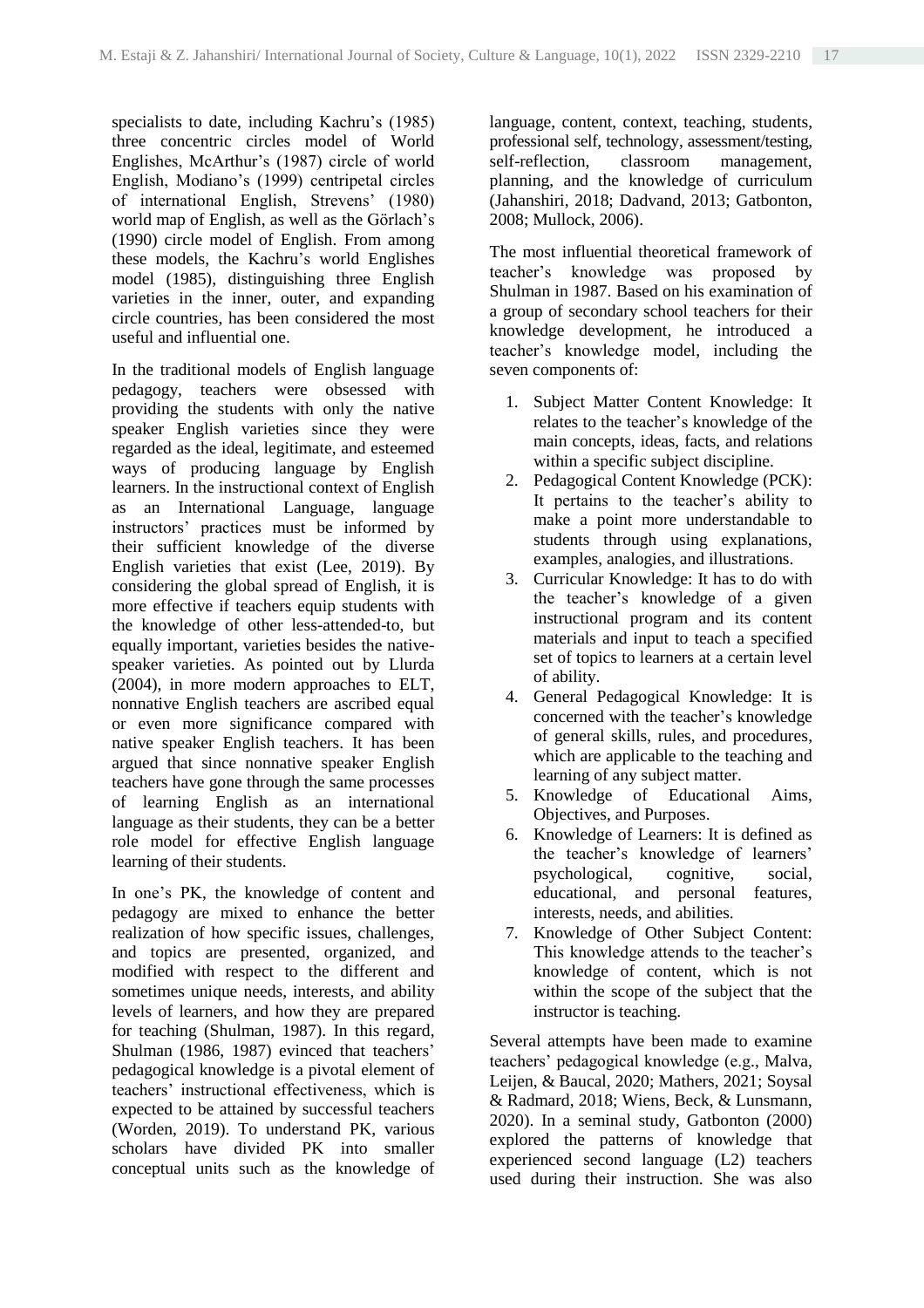specialists to date, including Kachru's (1985) three concentric circles model of World Englishes, McArthur's (1987) circle of world English, Modiano's (1999) centripetal circles of international English, Strevens' (1980) world map of English, as well as the Görlach's (1990) circle model of English. From among these models, the Kachru's world Englishes model (1985), distinguishing three English varieties in the inner, outer, and expanding circle countries, has been considered the most useful and influential one.

In the traditional models of English language pedagogy, teachers were obsessed with providing the students with only the native speaker English varieties since they were regarded as the ideal, legitimate, and esteemed ways of producing language by English learners. In the instructional context of English as an International Language, language instructors' practices must be informed by their sufficient knowledge of the diverse English varieties that exist (Lee, 2019). By considering the global spread of English, it is more effective if teachers equip students with the knowledge of other less-attended-to, but equally important, varieties besides the native-speaker varieties. As pointed out by Llurda (2004), in more modern approaches to ELT, nonnative English teachers are ascribed equal or even more significance compared with native speaker English teachers. It has been argued that since nonnative speaker English teachers have gone through the same processes of learning English as an international language as their students, they can be a better role model for effective English language learning of their students.

In one's PK, the knowledge of content and pedagogy are mixed to enhance the better realization of how specific issues, challenges, and topics are presented, organized, and modified with respect to the different and sometimes unique needs, interests, and ability levels of learners, and how they are prepared for teaching (Shulman, 1987). In this regard, Shulman (1986, 1987) evinced that teachers' pedagogical knowledge is a pivotal element of teachers' instructional effectiveness, which is expected to be attained by successful teachers (Worden, 2019). To understand PK, various scholars have divided PK into smaller conceptual units such as the knowledge of language, content, context, teaching, students, professional self, technology, assessment/testing, self-reflection, classroom management, planning, and the knowledge of curriculum (Jahanshiri, 2018; Dadvand, 2013; Gatbonton, 2008; Mullock, 2006).

The most influential theoretical framework of teacher's knowledge was proposed by Shulman in 1987. Based on his examination of a group of secondary school teachers for their knowledge development, he introduced a teacher's knowledge model, including the seven components of:

1. Subject Matter Content Knowledge: It relates to the teacher's knowledge of the main concepts, ideas, facts, and relations within a specific subject discipline.
2. Pedagogical Content Knowledge (PCK): It pertains to the teacher's ability to make a point more understandable to students through using explanations, examples, analogies, and illustrations.
3. Curricular Knowledge: It has to do with the teacher's knowledge of a given instructional program and its content materials and input to teach a specified set of topics to learners at a certain level of ability.
4. General Pedagogical Knowledge: It is concerned with the teacher's knowledge of general skills, rules, and procedures, which are applicable to the teaching and learning of any subject matter.
5. Knowledge of Educational Aims, Objectives, and Purposes.
6. Knowledge of Learners: It is defined as the teacher's knowledge of learners' psychological, cognitive, social, educational, and personal features, interests, needs, and abilities.
7. Knowledge of Other Subject Content: This knowledge attends to the teacher's knowledge of content, which is not within the scope of the subject that the instructor is teaching.

Several attempts have been made to examine teachers' pedagogical knowledge (e.g., Malva, Leijen, & Baucal, 2020; Mathers, 2021; Soysal & Radmard, 2018; Wiens, Beck, & Lunsmann, 2020). In a seminal study, Gatbonton (2000) explored the patterns of knowledge that experienced second language (L2) teachers used during their instruction. She was also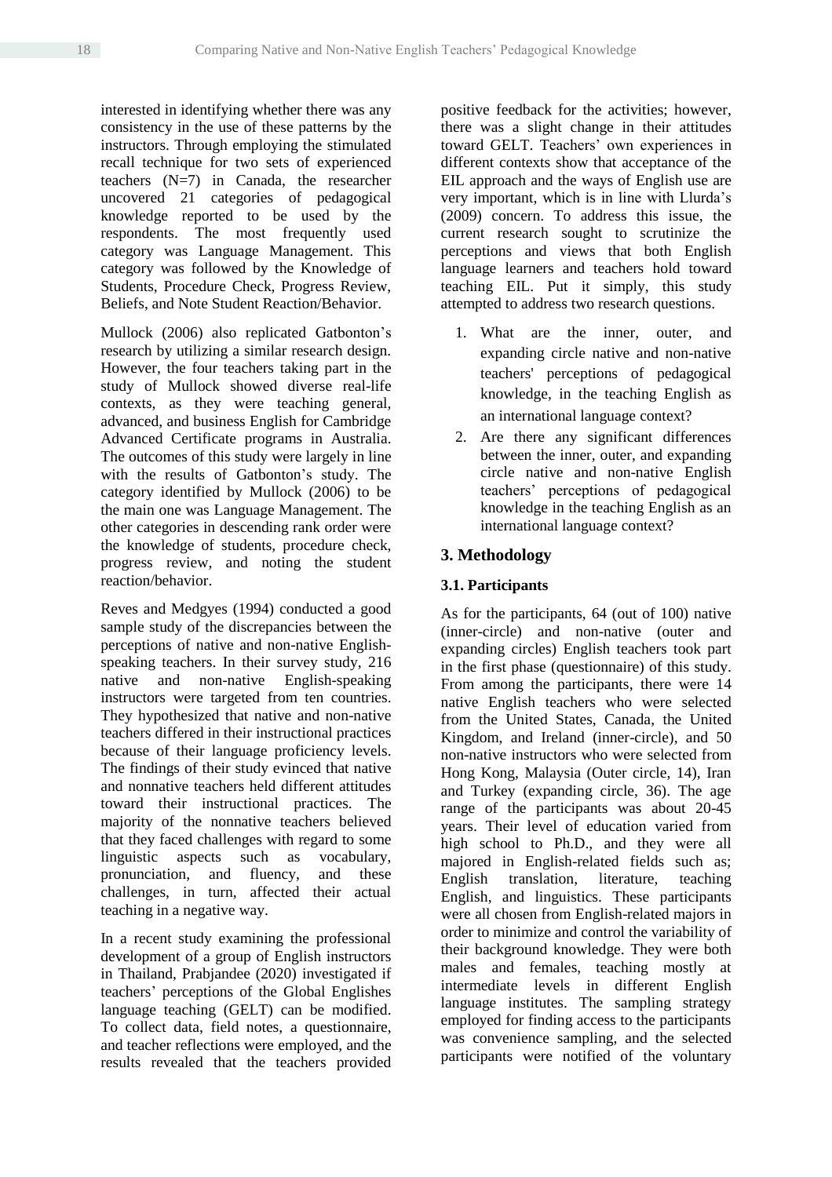interested in identifying whether there was any consistency in the use of these patterns by the instructors. Through employing the stimulated recall technique for two sets of experienced teachers (N=7) in Canada, the researcher uncovered 21 categories of pedagogical knowledge reported to be used by the respondents. The most frequently used category was Language Management. This category was followed by the Knowledge of Students, Procedure Check, Progress Review, Beliefs, and Note Student Reaction/Behavior.

Mullock (2006) also replicated Gatbonton's research by utilizing a similar research design. However, the four teachers taking part in the study of Mullock showed diverse real-life contexts, as they were teaching general, advanced, and business English for Cambridge Advanced Certificate programs in Australia. The outcomes of this study were largely in line with the results of Gatbonton's study. The category identified by Mullock (2006) to be the main one was Language Management. The other categories in descending rank order were the knowledge of students, procedure check, progress review, and noting the student reaction/behavior.

Reves and Medgyes (1994) conducted a good sample study of the discrepancies between the perceptions of native and non-native English-speaking teachers. In their survey study, 216 native and non-native English-speaking instructors were targeted from ten countries. They hypothesized that native and non-native teachers differed in their instructional practices because of their language proficiency levels. The findings of their study evinced that native and nonnative teachers held different attitudes toward their instructional practices. The majority of the nonnative teachers believed that they faced challenges with regard to some linguistic aspects such as vocabulary, pronunciation, and fluency, and these challenges, in turn, affected their actual teaching in a negative way.

In a recent study examining the professional development of a group of English instructors in Thailand, Prabjandee (2020) investigated if teachers' perceptions of the Global Englishes language teaching (GELT) can be modified. To collect data, field notes, a questionnaire, and teacher reflections were employed, and the results revealed that the teachers provided positive feedback for the activities; however, there was a slight change in their attitudes toward GELT. Teachers' own experiences in different contexts show that acceptance of the EIL approach and the ways of English use are very important, which is in line with Llurda's (2009) concern. To address this issue, the current research sought to scrutinize the perceptions and views that both English language learners and teachers hold toward teaching EIL. Put it simply, this study attempted to address two research questions.

1. What are the inner, outer, and expanding circle native and non-native teachers' perceptions of pedagogical knowledge, in the teaching English as an international language context?
2. Are there any significant differences between the inner, outer, and expanding circle native and non-native English teachers' perceptions of pedagogical knowledge in the teaching English as an international language context?

## 3. Methodology

### 3.1. Participants

As for the participants, 64 (out of 100) native (inner-circle) and non-native (outer and expanding circles) English teachers took part in the first phase (questionnaire) of this study. From among the participants, there were 14 native English teachers who were selected from the United States, Canada, the United Kingdom, and Ireland (inner-circle), and 50 non-native instructors who were selected from Hong Kong, Malaysia (Outer circle, 14), Iran and Turkey (expanding circle, 36). The age range of the participants was about 20-45 years. Their level of education varied from high school to Ph.D., and they were all majored in English-related fields such as; English translation, literature, teaching English, and linguistics. These participants were all chosen from English-related majors in order to minimize and control the variability of their background knowledge. They were both males and females, teaching mostly at intermediate levels in different English language institutes. The sampling strategy employed for finding access to the participants was convenience sampling, and the selected participants were notified of the voluntary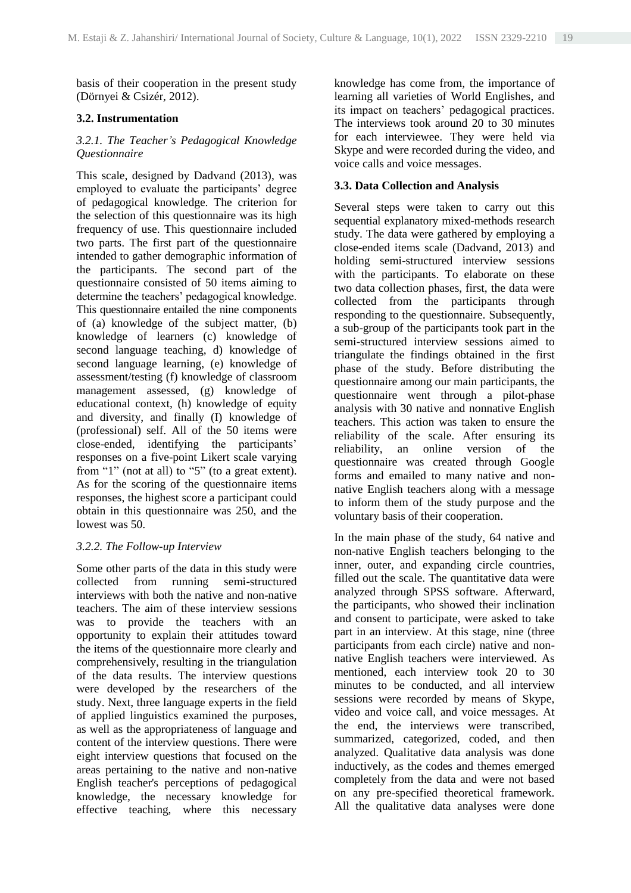basis of their cooperation in the present study (Dörnyei & Csizér, 2012).

### 3.2. Instrumentation

#### *3.2.1. The Teacher's Pedagogical Knowledge Questionnaire*

This scale, designed by Dadvand (2013), was employed to evaluate the participants' degree of pedagogical knowledge. The criterion for the selection of this questionnaire was its high frequency of use. This questionnaire included two parts. The first part of the questionnaire intended to gather demographic information of the participants. The second part of the questionnaire consisted of 50 items aiming to determine the teachers' pedagogical knowledge. This questionnaire entailed the nine components of (a) knowledge of the subject matter, (b) knowledge of learners (c) knowledge of second language teaching, d) knowledge of second language learning, (e) knowledge of assessment/testing (f) knowledge of classroom management assessed, (g) knowledge of educational context, (h) knowledge of equity and diversity, and finally (I) knowledge of (professional) self. All of the 50 items were close-ended, identifying the participants' responses on a five-point Likert scale varying from "1" (not at all) to "5" (to a great extent). As for the scoring of the questionnaire items responses, the highest score a participant could obtain in this questionnaire was 250, and the lowest was 50.

#### *3.2.2. The Follow-up Interview*

Some other parts of the data in this study were collected from running semi-structured interviews with both the native and non-native teachers. The aim of these interview sessions was to provide the teachers with an opportunity to explain their attitudes toward the items of the questionnaire more clearly and comprehensively, resulting in the triangulation of the data results. The interview questions were developed by the researchers of the study. Next, three language experts in the field of applied linguistics examined the purposes, as well as the appropriateness of language and content of the interview questions. There were eight interview questions that focused on the areas pertaining to the native and non-native English teacher's perceptions of pedagogical knowledge, the necessary knowledge for effective teaching, where this necessary knowledge has come from, the importance of learning all varieties of World Englishes, and its impact on teachers' pedagogical practices. The interviews took around 20 to 30 minutes for each interviewee. They were held via Skype and were recorded during the video, and voice calls and voice messages.

### 3.3. Data Collection and Analysis

Several steps were taken to carry out this sequential explanatory mixed-methods research study. The data were gathered by employing a close-ended items scale (Dadvand, 2013) and holding semi-structured interview sessions with the participants. To elaborate on these two data collection phases, first, the data were collected from the participants through responding to the questionnaire. Subsequently, a sub-group of the participants took part in the semi-structured interview sessions aimed to triangulate the findings obtained in the first phase of the study. Before distributing the questionnaire among our main participants, the questionnaire went through a pilot-phase analysis with 30 native and nonnative English teachers. This action was taken to ensure the reliability of the scale. After ensuring its reliability, an online version of the questionnaire was created through Google forms and emailed to many native and non-native English teachers along with a message to inform them of the study purpose and the voluntary basis of their cooperation.

In the main phase of the study, 64 native and non-native English teachers belonging to the inner, outer, and expanding circle countries, filled out the scale. The quantitative data were analyzed through SPSS software. Afterward, the participants, who showed their inclination and consent to participate, were asked to take part in an interview. At this stage, nine (three participants from each circle) native and non-native English teachers were interviewed. As mentioned, each interview took 20 to 30 minutes to be conducted, and all interview sessions were recorded by means of Skype, video and voice call, and voice messages. At the end, the interviews were transcribed, summarized, categorized, coded, and then analyzed. Qualitative data analysis was done inductively, as the codes and themes emerged completely from the data and were not based on any pre-specified theoretical framework. All the qualitative data analyses were done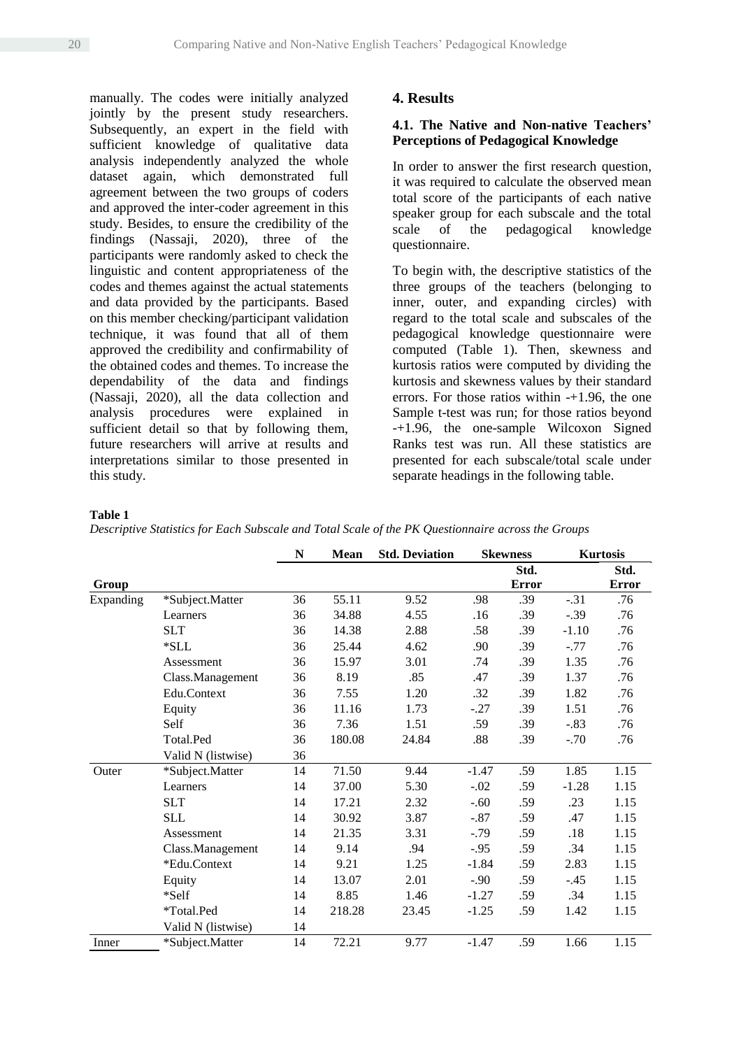manually. The codes were initially analyzed jointly by the present study researchers. Subsequently, an expert in the field with sufficient knowledge of qualitative data analysis independently analyzed the whole dataset again, which demonstrated full agreement between the two groups of coders and approved the inter-coder agreement in this study. Besides, to ensure the credibility of the findings (Nassaji, 2020), three of the participants were randomly asked to check the linguistic and content appropriateness of the codes and themes against the actual statements and data provided by the participants. Based on this member checking/participant validation technique, it was found that all of them approved the credibility and confirmability of the obtained codes and themes. To increase the dependability of the data and findings (Nassaji, 2020), all the data collection and analysis procedures were explained in sufficient detail so that by following them, future researchers will arrive at results and interpretations similar to those presented in this study.

## 4. Results

### 4.1. The Native and Non-native Teachers' Perceptions of Pedagogical Knowledge

In order to answer the first research question, it was required to calculate the observed mean total score of the participants of each native speaker group for each subscale and the total scale of the pedagogical knowledge questionnaire.

To begin with, the descriptive statistics of the three groups of the teachers (belonging to inner, outer, and expanding circles) with regard to the total scale and subscales of the pedagogical knowledge questionnaire were computed (Table 1). Then, skewness and kurtosis ratios were computed by dividing the kurtosis and skewness values by their standard errors. For those ratios within -+1.96, the one Sample t-test was run; for those ratios beyond -+1.96, the one-sample Wilcoxon Signed Ranks test was run. All these statistics are presented for each subscale/total scale under separate headings in the following table.

**Table 1**

*Descriptive Statistics for Each Subscale and Total Scale of the PK Questionnaire across the Groups*

| Group | | N | Mean | Std. Deviation | Skewness | | Kurtosis | |
|---|---|---|---|---|---|---|---|---|
| | | | | | | Std. Error | | Std. Error |
| Expanding | *Subject.Matter | 36 | 55.11 | 9.52 | .98 | .39 | -.31 | .76 |
| | Learners | 36 | 34.88 | 4.55 | .16 | .39 | -.39 | .76 |
| | SLT | 36 | 14.38 | 2.88 | .58 | .39 | -1.10 | .76 |
| | *SLL | 36 | 25.44 | 4.62 | .90 | .39 | -.77 | .76 |
| | Assessment | 36 | 15.97 | 3.01 | .74 | .39 | 1.35 | .76 |
| | Class.Management | 36 | 8.19 | .85 | .47 | .39 | 1.37 | .76 |
| | Edu.Context | 36 | 7.55 | 1.20 | .32 | .39 | 1.82 | .76 |
| | Equity | 36 | 11.16 | 1.73 | -.27 | .39 | 1.51 | .76 |
| | Self | 36 | 7.36 | 1.51 | .59 | .39 | -.83 | .76 |
| | Total.Ped | 36 | 180.08 | 24.84 | .88 | .39 | -.70 | .76 |
| | Valid N (listwise) | 36 | | | | | | |
| Outer | *Subject.Matter | 14 | 71.50 | 9.44 | -1.47 | .59 | 1.85 | 1.15 |
| | Learners | 14 | 37.00 | 5.30 | -.02 | .59 | -1.28 | 1.15 |
| | SLT | 14 | 17.21 | 2.32 | -.60 | .59 | .23 | 1.15 |
| | SLL | 14 | 30.92 | 3.87 | -.87 | .59 | .47 | 1.15 |
| | Assessment | 14 | 21.35 | 3.31 | -.79 | .59 | .18 | 1.15 |
| | Class.Management | 14 | 9.14 | .94 | -.95 | .59 | .34 | 1.15 |
| | *Edu.Context | 14 | 9.21 | 1.25 | -1.84 | .59 | 2.83 | 1.15 |
| | Equity | 14 | 13.07 | 2.01 | -.90 | .59 | -.45 | 1.15 |
| | *Self | 14 | 8.85 | 1.46 | -1.27 | .59 | .34 | 1.15 |
| | *Total.Ped | 14 | 218.28 | 23.45 | -1.25 | .59 | 1.42 | 1.15 |
| | Valid N (listwise) | 14 | | | | | | |
| Inner | *Subject.Matter | 14 | 72.21 | 9.77 | -1.47 | .59 | 1.66 | 1.15 |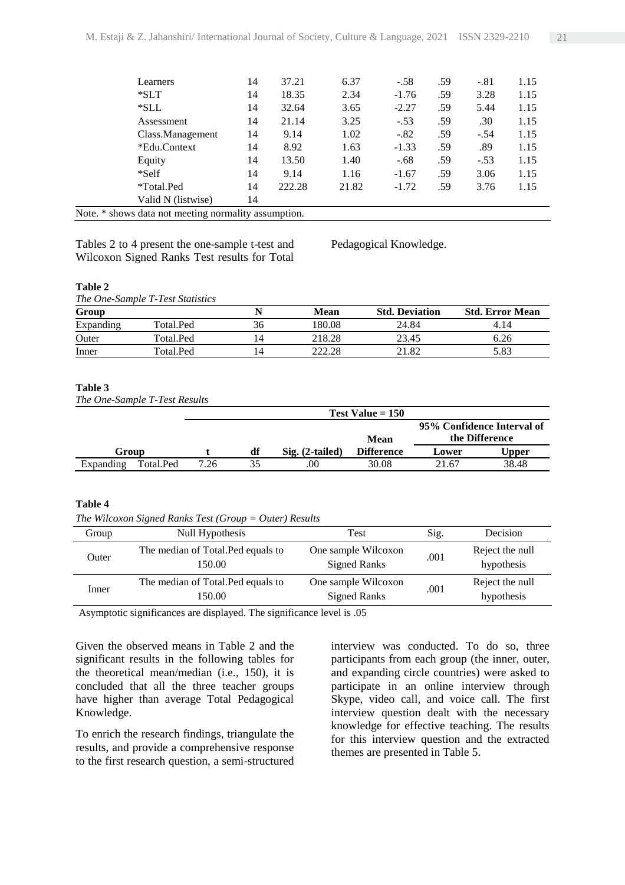| | | | | | | | |
|---|---|---|---|---|---|---|---|
| Learners | 14 | 37.21 | 6.37 | -.58 | .59 | -.81 | 1.15 |
| *SLT | 14 | 18.35 | 2.34 | -1.76 | .59 | 3.28 | 1.15 |
| *SLL | 14 | 32.64 | 3.65 | -2.27 | .59 | 5.44 | 1.15 |
| Assessment | 14 | 21.14 | 3.25 | -.53 | .59 | .30 | 1.15 |
| Class.Management | 14 | 9.14 | 1.02 | -.82 | .59 | -.54 | 1.15 |
| *Edu.Context | 14 | 8.92 | 1.63 | -1.33 | .59 | .89 | 1.15 |
| Equity | 14 | 13.50 | 1.40 | -.68 | .59 | -.53 | 1.15 |
| *Self | 14 | 9.14 | 1.16 | -1.67 | .59 | 3.06 | 1.15 |
| *Total.Ped | 14 | 222.28 | 21.82 | -1.72 | .59 | 3.76 | 1.15 |
| Valid N (listwise) | 14 | | | | | | |

Note. * shows data not meeting normality assumption.

Tables 2 to 4 present the one-sample t-test and Wilcoxon Signed Ranks Test results for Total Pedagogical Knowledge.

**Table 2**

*The One-Sample T-Test Statistics*

| Group | | N | Mean | Std. Deviation | Std. Error Mean |
|---|---|---|---|---|---|
| Expanding | Total.Ped | 36 | 180.08 | 24.84 | 4.14 |
| Outer | Total.Ped | 14 | 218.28 | 23.45 | 6.26 |
| Inner | Total.Ped | 14 | 222.28 | 21.82 | 5.83 |

**Table 3**

*The One-Sample T-Test Results*

| | | Test Value = 150 | | | | | |
|---|---|---|---|---|---|---|---|
| | | | | | Mean | 95% Confidence Interval of the Difference | |
| Group | | t | df | Sig. (2-tailed) | Difference | Lower | Upper |
| Expanding | Total.Ped | 7.26 | 35 | .00 | 30.08 | 21.67 | 38.48 |

**Table 4**

*The Wilcoxon Signed Ranks Test (Group = Outer) Results*

| Group | Null Hypothesis | Test | Sig. | Decision |
|---|---|---|---|---|
| Outer | The median of Total.Ped equals to 150.00 | One sample Wilcoxon Signed Ranks | .001 | Reject the null hypothesis |
| Inner | The median of Total.Ped equals to 150.00 | One sample Wilcoxon Signed Ranks | .001 | Reject the null hypothesis |

Asymptotic significances are displayed. The significance level is .05

Given the observed means in Table 2 and the significant results in the following tables for the theoretical mean/median (i.e., 150), it is concluded that all the three teacher groups have higher than average Total Pedagogical Knowledge.

To enrich the research findings, triangulate the results, and provide a comprehensive response to the first research question, a semi-structured interview was conducted. To do so, three participants from each group (the inner, outer, and expanding circle countries) were asked to participate in an online interview through Skype, video call, and voice call. The first interview question dealt with the necessary knowledge for effective teaching. The results for this interview question and the extracted themes are presented in Table 5.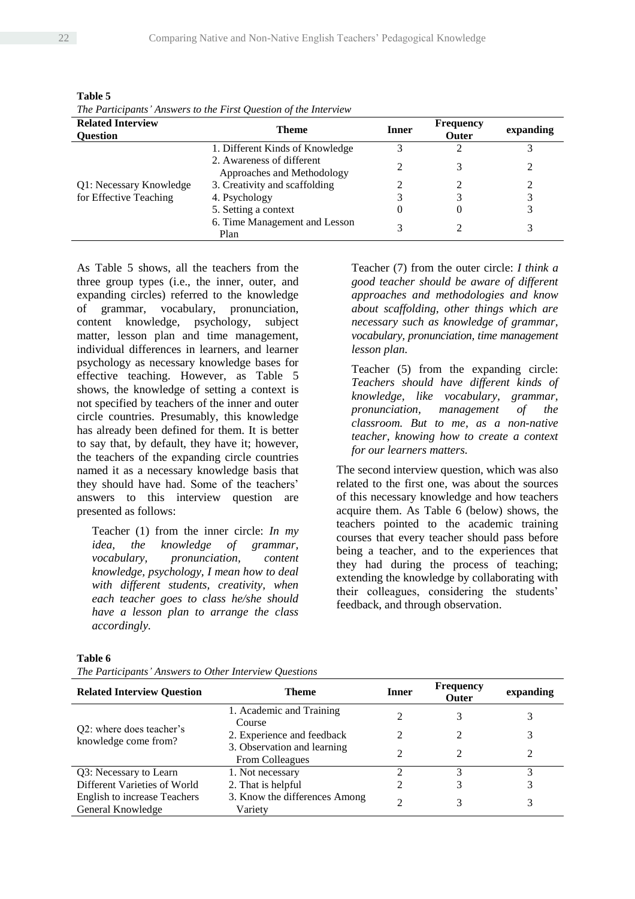**Table 5**

*The Participants' Answers to the First Question of the Interview*

| Related Interview Question | Theme | Frequency Inner | Outer | expanding |
|---|---|---|---|---|
| Q1: Necessary Knowledge for Effective Teaching | 1. Different Kinds of Knowledge | 3 | 2 | 3 |
| | 2. Awareness of different Approaches and Methodology | 2 | 3 | 2 |
| | 3. Creativity and scaffolding | 2 | 2 | 2 |
| | 4. Psychology | 3 | 3 | 3 |
| | 5. Setting a context | 0 | 0 | 3 |
| | 6. Time Management and Lesson Plan | 3 | 2 | 3 |

As Table 5 shows, all the teachers from the three group types (i.e., the inner, outer, and expanding circles) referred to the knowledge of grammar, vocabulary, pronunciation, content knowledge, psychology, subject matter, lesson plan and time management, individual differences in learners, and learner psychology as necessary knowledge bases for effective teaching. However, as Table 5 shows, the knowledge of setting a context is not specified by teachers of the inner and outer circle countries. Presumably, this knowledge has already been defined for them. It is better to say that, by default, they have it; however, the teachers of the expanding circle countries named it as a necessary knowledge basis that they should have had. Some of the teachers' answers to this interview question are presented as follows:

> Teacher (1) from the inner circle: *In my idea, the knowledge of grammar, vocabulary, pronunciation, content knowledge, psychology, I mean how to deal with different students, creativity, when each teacher goes to class he/she should have a lesson plan to arrange the class accordingly.*

> Teacher (7) from the outer circle: *I think a good teacher should be aware of different approaches and methodologies and know about scaffolding, other things which are necessary such as knowledge of grammar, vocabulary, pronunciation, time management lesson plan.*

> Teacher (5) from the expanding circle: *Teachers should have different kinds of knowledge, like vocabulary, grammar, pronunciation, management of the classroom. But to me, as a non-native teacher, knowing how to create a context for our learners matters.*

The second interview question, which was also related to the first one, was about the sources of this necessary knowledge and how teachers acquire them. As Table 6 (below) shows, the teachers pointed to the academic training courses that every teacher should pass before being a teacher, and to the experiences that they had during the process of teaching; extending the knowledge by collaborating with their colleagues, considering the students' feedback, and through observation.

**Table 6**

*The Participants' Answers to Other Interview Questions*

| Related Interview Question | Theme | Frequency Inner | Outer | expanding |
|---|---|---|---|---|
| Q2: where does teacher's knowledge come from? | 1. Academic and Training Course | 2 | 3 | 3 |
| | 2. Experience and feedback | 2 | 2 | 3 |
| | 3. Observation and learning From Colleagues | 2 | 2 | 2 |
| Q3: Necessary to Learn Different Varieties of World English to increase Teachers General Knowledge | 1. Not necessary | 2 | 3 | 3 |
| | 2. That is helpful | 2 | 3 | 3 |
| | 3. Know the differences Among Variety | 2 | 3 | 3 |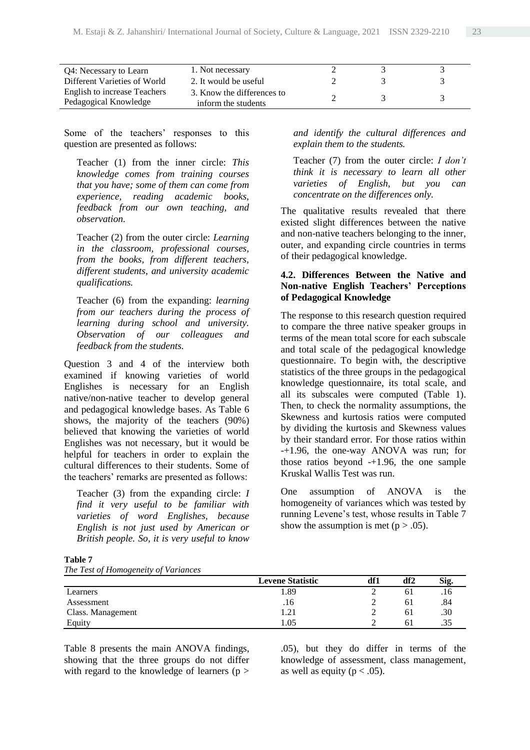| Q4: Necessary to Learn Different Varieties of World English to increase Teachers Pedagogical Knowledge | 1. Not necessary | 2 | 3 | 3 |
|---|---|---|---|---|
| | 2. It would be useful | 2 | 3 | 3 |
| | 3. Know the differences to inform the students | 2 | 3 | 3 |

Some of the teachers' responses to this question are presented as follows:

> Teacher (1) from the inner circle: *This knowledge comes from training courses that you have; some of them can come from experience, reading academic books, feedback from our own teaching, and observation.*

> Teacher (2) from the outer circle: *Learning in the classroom, professional courses, from the books, from different teachers, different students, and university academic qualifications.*

> Teacher (6) from the expanding: *learning from our teachers during the process of learning during school and university. Observation of our colleagues and feedback from the students.*

Question 3 and 4 of the interview both examined if knowing varieties of world Englishes is necessary for an English native/non-native teacher to develop general and pedagogical knowledge bases. As Table 6 shows, the majority of the teachers (90%) believed that knowing the varieties of world Englishes was not necessary, but it would be helpful for teachers in order to explain the cultural differences to their students. Some of the teachers' remarks are presented as follows:

> Teacher (3) from the expanding circle: *I find it very useful to be familiar with varieties of word Englishes, because English is not just used by American or British people. So, it is very useful to know and identify the cultural differences and explain them to the students.*

> Teacher (7) from the outer circle: *I don't think it is necessary to learn all other varieties of English, but you can concentrate on the differences only.*

The qualitative results revealed that there existed slight differences between the native and non-native teachers belonging to the inner, outer, and expanding circle countries in terms of their pedagogical knowledge.

### 4.2. Differences Between the Native and Non-native English Teachers' Perceptions of Pedagogical Knowledge

The response to this research question required to compare the three native speaker groups in terms of the mean total score for each subscale and total scale of the pedagogical knowledge questionnaire. To begin with, the descriptive statistics of the three groups in the pedagogical knowledge questionnaire, its total scale, and all its subscales were computed (Table 1). Then, to check the normality assumptions, the Skewness and kurtosis ratios were computed by dividing the kurtosis and Skewness values by their standard error. For those ratios within -+1.96, the one-way ANOVA was run; for those ratios beyond -+1.96, the one sample Kruskal Wallis Test was run.

One assumption of ANOVA is the homogeneity of variances which was tested by running Levene's test, whose results in Table 7 show the assumption is met ($p > .05$).

**Table 7**
*The Test of Homogeneity of Variances*

| | Levene Statistic | df1 | df2 | Sig. |
|---|---|---|---|---|
| Learners | 1.89 | 2 | 61 | .16 |
| Assessment | .16 | 2 | 61 | .84 |
| Class. Management | 1.21 | 2 | 61 | .30 |
| Equity | 1.05 | 2 | 61 | .35 |

Table 8 presents the main ANOVA findings, showing that the three groups do not differ with regard to the knowledge of learners ($p > .05$), but they do differ in terms of the knowledge of assessment, class management, as well as equity ($p < .05$).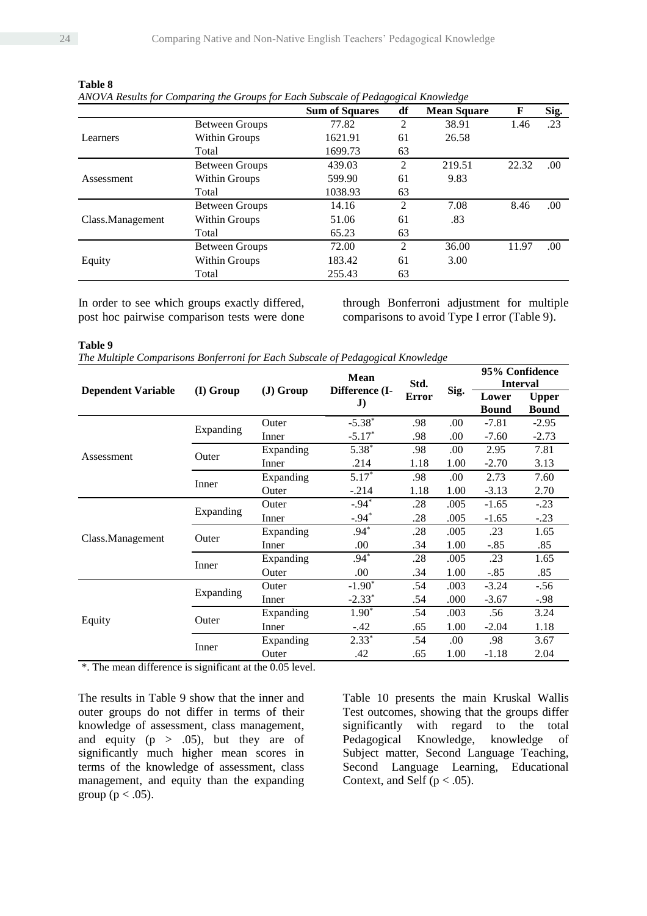**Table 8**

*ANOVA Results for Comparing the Groups for Each Subscale of Pedagogical Knowledge*

| | | Sum of Squares | df | Mean Square | F | Sig. |
|---|---|---|---|---|---|---|
| Learners | Between Groups | 77.82 | 2 | 38.91 | 1.46 | .23 |
| | Within Groups | 1621.91 | 61 | 26.58 | | |
| | Total | 1699.73 | 63 | | | |
| Assessment | Between Groups | 439.03 | 2 | 219.51 | 22.32 | .00 |
| | Within Groups | 599.90 | 61 | 9.83 | | |
| | Total | 1038.93 | 63 | | | |
| Class.Management | Between Groups | 14.16 | 2 | 7.08 | 8.46 | .00 |
| | Within Groups | 51.06 | 61 | .83 | | |
| | Total | 65.23 | 63 | | | |
| Equity | Between Groups | 72.00 | 2 | 36.00 | 11.97 | .00 |
| | Within Groups | 183.42 | 61 | 3.00 | | |
| | Total | 255.43 | 63 | | | |

In order to see which groups exactly differed, post hoc pairwise comparison tests were done through Bonferroni adjustment for multiple comparisons to avoid Type I error (Table 9).

**Table 9**

*The Multiple Comparisons Bonferroni for Each Subscale of Pedagogical Knowledge*

| Dependent Variable | (I) Group | (J) Group | Mean Difference (I-J) | Std. Error | Sig. | 95% Confidence Interval | |
|---|---|---|---|---|---|---|---|
| | | | | | | Lower Bound | Upper Bound |
| Assessment | Expanding | Outer | -5.38* | .98 | .00 | -7.81 | -2.95 |
| | | Inner | -5.17* | .98 | .00 | -7.60 | -2.73 |
| | Outer | Expanding | 5.38* | .98 | .00 | 2.95 | 7.81 |
| | | Inner | .214 | 1.18 | 1.00 | -2.70 | 3.13 |
| | Inner | Expanding | 5.17* | .98 | .00 | 2.73 | 7.60 |
| | | Outer | -.214 | 1.18 | 1.00 | -3.13 | 2.70 |
| Class.Management | Expanding | Outer | -.94* | .28 | .005 | -1.65 | -.23 |
| | | Inner | -.94* | .28 | .005 | -1.65 | -.23 |
| | Outer | Expanding | .94* | .28 | .005 | .23 | 1.65 |
| | | Inner | .00 | .34 | 1.00 | -.85 | .85 |
| | Inner | Expanding | .94* | .28 | .005 | .23 | 1.65 |
| | | Outer | .00 | .34 | 1.00 | -.85 | .85 |
| Equity | Expanding | Outer | -1.90* | .54 | .003 | -3.24 | -.56 |
| | | Inner | -2.33* | .54 | .000 | -3.67 | -.98 |
| | Outer | Expanding | 1.90* | .54 | .003 | .56 | 3.24 |
| | | Inner | -.42 | .65 | 1.00 | -2.04 | 1.18 |
| | Inner | Expanding | 2.33* | .54 | .00 | .98 | 3.67 |
| | | Outer | .42 | .65 | 1.00 | -1.18 | 2.04 |

*. The mean difference is significant at the 0.05 level.

The results in Table 9 show that the inner and outer groups do not differ in terms of their knowledge of assessment, class management, and equity ($p > .05$), but they are of significantly much higher mean scores in terms of the knowledge of assessment, class management, and equity than the expanding group ($p < .05$).

Table 10 presents the main Kruskal Wallis Test outcomes, showing that the groups differ significantly with regard to the total Pedagogical Knowledge, knowledge of Subject matter, Second Language Teaching, Second Language Learning, Educational Context, and Self ($p < .05$).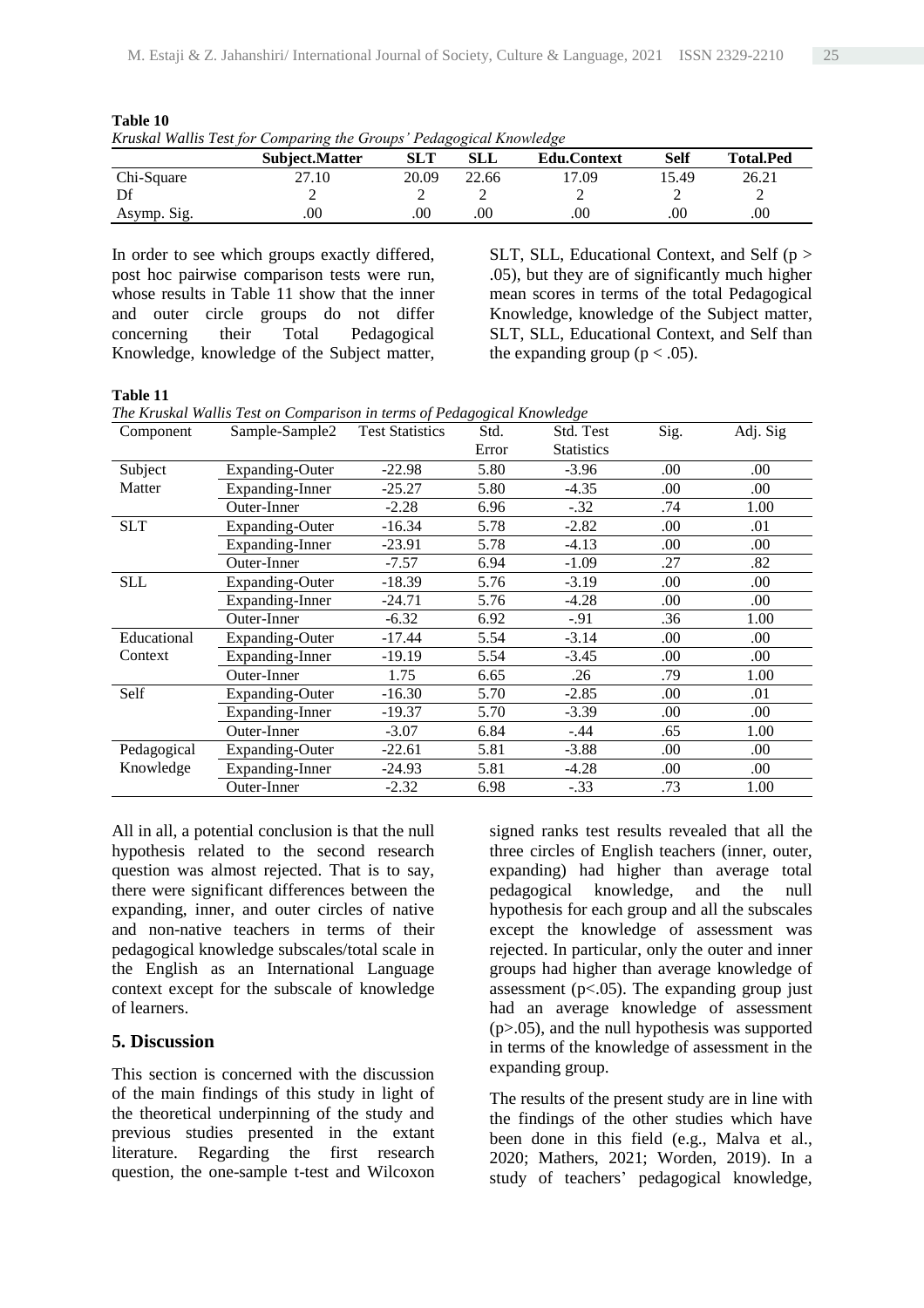**Table 10**

*Kruskal Wallis Test for Comparing the Groups' Pedagogical Knowledge*

| | Subject.Matter | SLT | SLL | Edu.Context | Self | Total.Ped |
|---|---|---|---|---|---|---|
| Chi-Square | 27.10 | 20.09 | 22.66 | 17.09 | 15.49 | 26.21 |
| Df | 2 | 2 | 2 | 2 | 2 | 2 |
| Asymp. Sig. | .00 | .00 | .00 | .00 | .00 | .00 |

In order to see which groups exactly differed, post hoc pairwise comparison tests were run, whose results in Table 11 show that the inner and outer circle groups do not differ concerning their Total Pedagogical Knowledge, knowledge of the Subject matter, SLT, SLL, Educational Context, and Self ($p > .05$), but they are of significantly much higher mean scores in terms of the total Pedagogical Knowledge, knowledge of the Subject matter, SLT, SLL, Educational Context, and Self than the expanding group ($p < .05$).

**Table 11**

*The Kruskal Wallis Test on Comparison in terms of Pedagogical Knowledge*

| Component | Sample-Sample2 | Test Statistics | Std. Error | Std. Test Statistics | Sig. | Adj. Sig |
|---|---|---|---|---|---|---|
| Subject Matter | Expanding-Outer | -22.98 | 5.80 | -3.96 | .00 | .00 |
| | Expanding-Inner | -25.27 | 5.80 | -4.35 | .00 | .00 |
| | Outer-Inner | -2.28 | 6.96 | -.32 | .74 | 1.00 |
| SLT | Expanding-Outer | -16.34 | 5.78 | -2.82 | .00 | .01 |
| | Expanding-Inner | -23.91 | 5.78 | -4.13 | .00 | .00 |
| | Outer-Inner | -7.57 | 6.94 | -1.09 | .27 | .82 |
| SLL | Expanding-Outer | -18.39 | 5.76 | -3.19 | .00 | .00 |
| | Expanding-Inner | -24.71 | 5.76 | -4.28 | .00 | .00 |
| | Outer-Inner | -6.32 | 6.92 | -.91 | .36 | 1.00 |
| Educational Context | Expanding-Outer | -17.44 | 5.54 | -3.14 | .00 | .00 |
| | Expanding-Inner | -19.19 | 5.54 | -3.45 | .00 | .00 |
| | Outer-Inner | 1.75 | 6.65 | .26 | .79 | 1.00 |
| Self | Expanding-Outer | -16.30 | 5.70 | -2.85 | .00 | .01 |
| | Expanding-Inner | -19.37 | 5.70 | -3.39 | .00 | .00 |
| | Outer-Inner | -3.07 | 6.84 | -.44 | .65 | 1.00 |
| Pedagogical Knowledge | Expanding-Outer | -22.61 | 5.81 | -3.88 | .00 | .00 |
| | Expanding-Inner | -24.93 | 5.81 | -4.28 | .00 | .00 |
| | Outer-Inner | -2.32 | 6.98 | -.33 | .73 | 1.00 |

All in all, a potential conclusion is that the null hypothesis related to the second research question was almost rejected. That is to say, there were significant differences between the expanding, inner, and outer circles of native and non-native teachers in terms of their pedagogical knowledge subscales/total scale in the English as an International Language context except for the subscale of knowledge of learners.

## 5. Discussion

This section is concerned with the discussion of the main findings of this study in light of the theoretical underpinning of the study and previous studies presented in the extant literature. Regarding the first research question, the one-sample t-test and Wilcoxon signed ranks test results revealed that all the three circles of English teachers (inner, outer, expanding) had higher than average total pedagogical knowledge, and the null hypothesis for each group and all the subscales except the knowledge of assessment was rejected. In particular, only the outer and inner groups had higher than average knowledge of assessment ($p<.05$). The expanding group just had an average knowledge of assessment ($p>.05$), and the null hypothesis was supported in terms of the knowledge of assessment in the expanding group.

The results of the present study are in line with the findings of the other studies which have been done in this field (e.g., Malva et al., 2020; Mathers, 2021; Worden, 2019). In a study of teachers' pedagogical knowledge,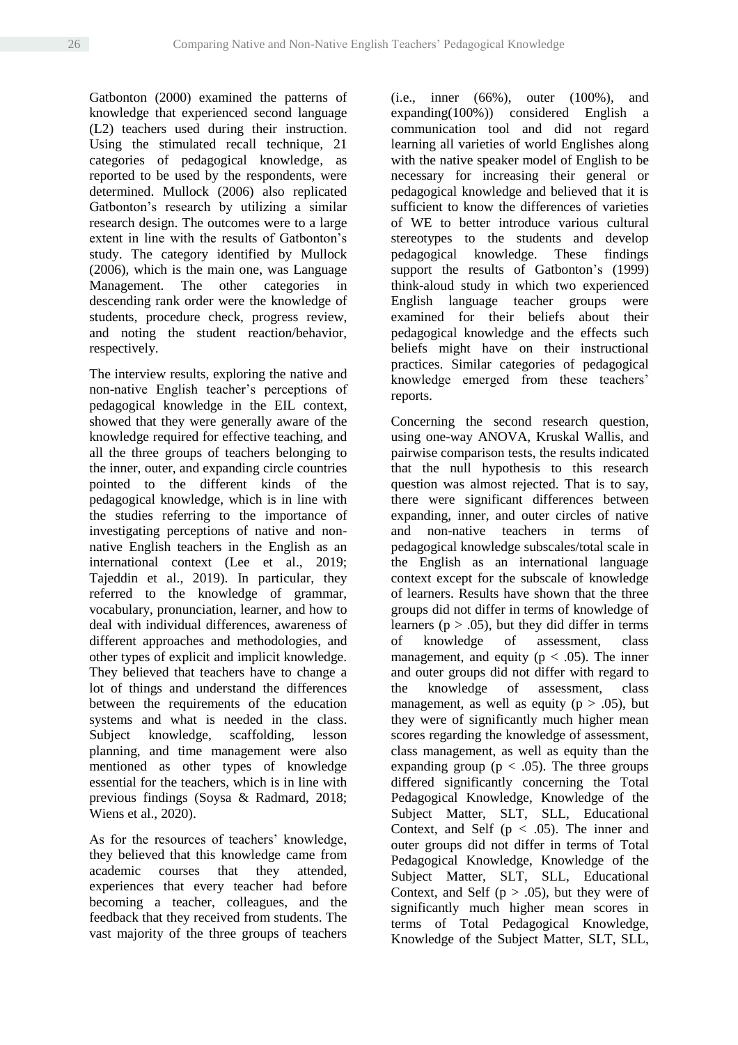Gatbonton (2000) examined the patterns of knowledge that experienced second language (L2) teachers used during their instruction. Using the stimulated recall technique, 21 categories of pedagogical knowledge, as reported to be used by the respondents, were determined. Mullock (2006) also replicated Gatbonton's research by utilizing a similar research design. The outcomes were to a large extent in line with the results of Gatbonton's study. The category identified by Mullock (2006), which is the main one, was Language Management. The other categories in descending rank order were the knowledge of students, procedure check, progress review, and noting the student reaction/behavior, respectively.

The interview results, exploring the native and non-native English teacher's perceptions of pedagogical knowledge in the EIL context, showed that they were generally aware of the knowledge required for effective teaching, and all the three groups of teachers belonging to the inner, outer, and expanding circle countries pointed to the different kinds of the pedagogical knowledge, which is in line with the studies referring to the importance of investigating perceptions of native and non-native English teachers in the English as an international context (Lee et al., 2019; Tajeddin et al., 2019). In particular, they referred to the knowledge of grammar, vocabulary, pronunciation, learner, and how to deal with individual differences, awareness of different approaches and methodologies, and other types of explicit and implicit knowledge. They believed that teachers have to change a lot of things and understand the differences between the requirements of the education systems and what is needed in the class. Subject knowledge, scaffolding, lesson planning, and time management were also mentioned as other types of knowledge essential for the teachers, which is in line with previous findings (Soysa & Radmard, 2018; Wiens et al., 2020).

As for the resources of teachers' knowledge, they believed that this knowledge came from academic courses that they attended, experiences that every teacher had before becoming a teacher, colleagues, and the feedback that they received from students. The vast majority of the three groups of teachers (i.e., inner (66%), outer (100%), and expanding(100%)) considered English a communication tool and did not regard learning all varieties of world Englishes along with the native speaker model of English to be necessary for increasing their general or pedagogical knowledge and believed that it is sufficient to know the differences of varieties of WE to better introduce various cultural stereotypes to the students and develop pedagogical knowledge. These findings support the results of Gatbonton's (1999) think-aloud study in which two experienced English language teacher groups were examined for their beliefs about their pedagogical knowledge and the effects such beliefs might have on their instructional practices. Similar categories of pedagogical knowledge emerged from these teachers' reports.

Concerning the second research question, using one-way ANOVA, Kruskal Wallis, and pairwise comparison tests, the results indicated that the null hypothesis to this research question was almost rejected. That is to say, there were significant differences between expanding, inner, and outer circles of native and non-native teachers in terms of pedagogical knowledge subscales/total scale in the English as an international language context except for the subscale of knowledge of learners. Results have shown that the three groups did not differ in terms of knowledge of learners ($p > .05$), but they did differ in terms of knowledge of assessment, class management, and equity ($p < .05$). The inner and outer groups did not differ with regard to the knowledge of assessment, class management, as well as equity ($p > .05$), but they were of significantly much higher mean scores regarding the knowledge of assessment, class management, as well as equity than the expanding group ($p < .05$). The three groups differed significantly concerning the Total Pedagogical Knowledge, Knowledge of the Subject Matter, SLT, SLL, Educational Context, and Self ($p < .05$). The inner and outer groups did not differ in terms of Total Pedagogical Knowledge, Knowledge of the Subject Matter, SLT, SLL, Educational Context, and Self ($p > .05$), but they were of significantly much higher mean scores in terms of Total Pedagogical Knowledge, Knowledge of the Subject Matter, SLT, SLL,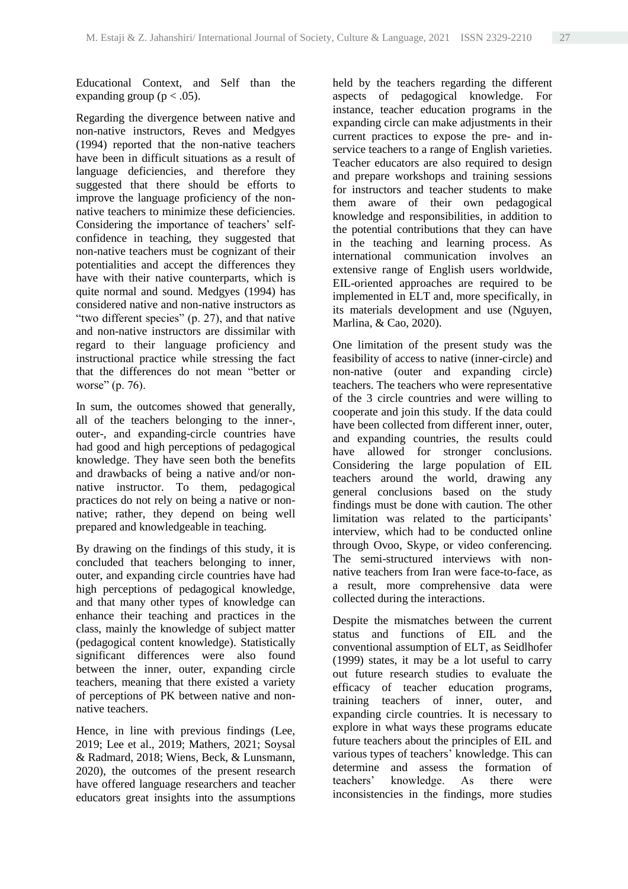Educational Context, and Self than the expanding group ($p < .05$).

Regarding the divergence between native and non-native instructors, Reves and Medgyes (1994) reported that the non-native teachers have been in difficult situations as a result of language deficiencies, and therefore they suggested that there should be efforts to improve the language proficiency of the non-native teachers to minimize these deficiencies. Considering the importance of teachers' self-confidence in teaching, they suggested that non-native teachers must be cognizant of their potentialities and accept the differences they have with their native counterparts, which is quite normal and sound. Medgyes (1994) has considered native and non-native instructors as "two different species" (p. 27), and that native and non-native instructors are dissimilar with regard to their language proficiency and instructional practice while stressing the fact that the differences do not mean "better or worse" (p. 76).

In sum, the outcomes showed that generally, all of the teachers belonging to the inner-, outer-, and expanding-circle countries have had good and high perceptions of pedagogical knowledge. They have seen both the benefits and drawbacks of being a native and/or non-native instructor. To them, pedagogical practices do not rely on being a native or non-native; rather, they depend on being well prepared and knowledgeable in teaching.

By drawing on the findings of this study, it is concluded that teachers belonging to inner, outer, and expanding circle countries have had high perceptions of pedagogical knowledge, and that many other types of knowledge can enhance their teaching and practices in the class, mainly the knowledge of subject matter (pedagogical content knowledge). Statistically significant differences were also found between the inner, outer, expanding circle teachers, meaning that there existed a variety of perceptions of PK between native and non-native teachers.

Hence, in line with previous findings (Lee, 2019; Lee et al., 2019; Mathers, 2021; Soysal & Radmard, 2018; Wiens, Beck, & Lunsmann, 2020), the outcomes of the present research have offered language researchers and teacher educators great insights into the assumptions held by the teachers regarding the different aspects of pedagogical knowledge. For instance, teacher education programs in the expanding circle can make adjustments in their current practices to expose the pre- and in-service teachers to a range of English varieties. Teacher educators are also required to design and prepare workshops and training sessions for instructors and teacher students to make them aware of their own pedagogical knowledge and responsibilities, in addition to the potential contributions that they can have in the teaching and learning process. As international communication involves an extensive range of English users worldwide, EIL-oriented approaches are required to be implemented in ELT and, more specifically, in its materials development and use (Nguyen, Marlina, & Cao, 2020).

One limitation of the present study was the feasibility of access to native (inner-circle) and non-native (outer and expanding circle) teachers. The teachers who were representative of the 3 circle countries and were willing to cooperate and join this study. If the data could have been collected from different inner, outer, and expanding countries, the results could have allowed for stronger conclusions. Considering the large population of EIL teachers around the world, drawing any general conclusions based on the study findings must be done with caution. The other limitation was related to the participants' interview, which had to be conducted online through Ovoo, Skype, or video conferencing. The semi-structured interviews with non-native teachers from Iran were face-to-face, as a result, more comprehensive data were collected during the interactions.

Despite the mismatches between the current status and functions of EIL and the conventional assumption of ELT, as Seidlhofer (1999) states, it may be a lot useful to carry out future research studies to evaluate the efficacy of teacher education programs, training teachers of inner, outer, and expanding circle countries. It is necessary to explore in what ways these programs educate future teachers about the principles of EIL and various types of teachers' knowledge. This can determine and assess the formation of teachers' knowledge. As there were inconsistencies in the findings, more studies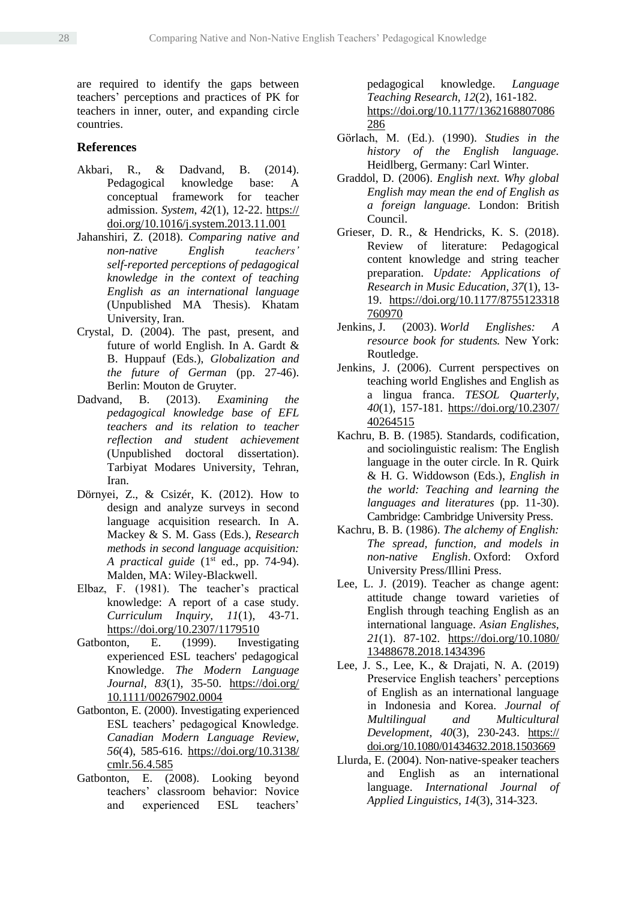are required to identify the gaps between teachers' perceptions and practices of PK for teachers in inner, outer, and expanding circle countries.

## References

Akbari, R., & Dadvand, B. (2014). Pedagogical knowledge base: A conceptual framework for teacher admission. *System*, *42*(1), 12-22. https://doi.org/10.1016/j.system.2013.11.001

Jahanshiri, Z. (2018). *Comparing native and non-native English teachers' self-reported perceptions of pedagogical knowledge in the context of teaching English as an international language* (Unpublished MA Thesis). Khatam University, Iran.

Crystal, D. (2004). The past, present, and future of world English. In A. Gardt & B. Huppauf (Eds.), *Globalization and the future of German* (pp. 27-46). Berlin: Mouton de Gruyter.

Dadvand, B. (2013). *Examining the pedagogical knowledge base of EFL teachers and its relation to teacher reflection and student achievement* (Unpublished doctoral dissertation). Tarbiyat Modares University, Tehran, Iran.

Dörnyei, Z., & Csizér, K. (2012). How to design and analyze surveys in second language acquisition research. In A. Mackey & S. M. Gass (Eds.), *Research methods in second language acquisition: A practical guide* (1st ed., pp. 74-94). Malden, MA: Wiley-Blackwell.

Elbaz, F. (1981). The teacher's practical knowledge: A report of a case study. *Curriculum Inquiry, 11*(1), 43-71. https://doi.org/10.2307/1179510

Gatbonton, E. (1999). Investigating experienced ESL teachers' pedagogical Knowledge. *The Modern Language Journal*, *83*(1), 35-50. https://doi.org/10.1111/00267902.0004

Gatbonton, E. (2000). Investigating experienced ESL teachers' pedagogical Knowledge. *Canadian Modern Language Review, 56*(4), 585-616. https://doi.org/10.3138/cmlr.56.4.585

Gatbonton, E. (2008). Looking beyond teachers' classroom behavior: Novice and experienced ESL teachers' pedagogical knowledge. *Language Teaching Research, 12*(2), 161-182. https://doi.org/10.1177/1362168807086286

Görlach, M. (Ed.). (1990). *Studies in the history of the English language.* Heidlberg, Germany: Carl Winter.

Graddol, D. (2006). *English next. Why global English may mean the end of English as a foreign language*. London: British Council.

Grieser, D. R., & Hendricks, K. S. (2018). Review of literature: Pedagogical content knowledge and string teacher preparation. *Update: Applications of Research in Music Education, 37*(1), 13-19. https://doi.org/10.1177/8755123318760970

Jenkins, J. (2003). *World Englishes: A resource book for students.* New York: Routledge.

Jenkins, J. (2006). Current perspectives on teaching world Englishes and English as a lingua franca. *TESOL Quarterly, 40*(1), 157-181. https://doi.org/10.2307/40264515

Kachru, B. B. (1985). Standards, codification, and sociolinguistic realism: The English language in the outer circle. In R. Quirk & H. G. Widdowson (Eds.), *English in the world: Teaching and learning the languages and literatures* (pp. 11-30). Cambridge: Cambridge University Press.

Kachru, B. B. (1986). *The alchemy of English: The spread, function, and models in non-native English*. Oxford: Oxford University Press/Illini Press.

Lee, L. J. (2019). Teacher as change agent: attitude change toward varieties of English through teaching English as an international language. *Asian Englishes, 21*(1). 87-102. https://doi.org/10.1080/13488678.2018.1434396

Lee, J. S., Lee, K., & Drajati, N. A. (2019) Preservice English teachers' perceptions of English as an international language in Indonesia and Korea. *Journal of Multilingual and Multicultural Development, 40*(3), 230-243. https://doi.org/10.1080/01434632.2018.1503669

Llurda, E. (2004). Non-native-speaker teachers and English as an international language. *International Journal of Applied Linguistics, 14*(3), 314-323.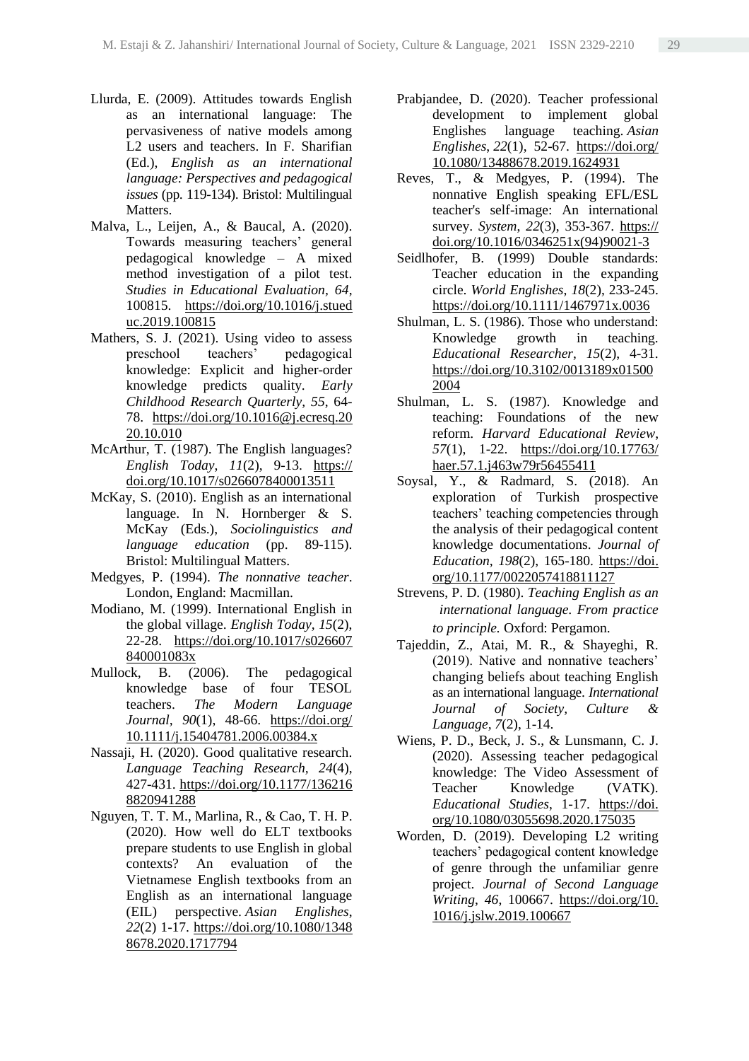Llurda, E. (2009). Attitudes towards English as an international language: The pervasiveness of native models among L2 users and teachers. In F. Sharifian (Ed.), *English as an international language: Perspectives and pedagogical issues* (pp. 119-134). Bristol: Multilingual Matters.

Malva, L., Leijen, A., & Baucal, A. (2020). Towards measuring teachers' general pedagogical knowledge – A mixed method investigation of a pilot test. *Studies in Educational Evaluation, 64*, 100815. https://doi.org/10.1016/j.stueduc.2019.100815

Mathers, S. J. (2021). Using video to assess preschool teachers' pedagogical knowledge: Explicit and higher-order knowledge predicts quality. *Early Childhood Research Quarterly, 55*, 64-78. https://doi.org/10.1016@j.ecresq.2020.10.010

McArthur, T. (1987). The English languages? *English Today, 11*(2), 9-13. https://doi.org/10.1017/s0266078400013511

McKay, S. (2010). English as an international language. In N. Hornberger & S. McKay (Eds.), *Sociolinguistics and language education* (pp. 89-115). Bristol: Multilingual Matters.

Medgyes, P. (1994). *The nonnative teacher*. London, England: Macmillan.

Modiano, M. (1999). International English in the global village. *English Today, 15*(2), 22-28. https://doi.org/10.1017/s026607840001083x

Mullock, B. (2006). The pedagogical knowledge base of four TESOL teachers. *The Modern Language Journal, 90*(1), 48-66. https://doi.org/10.1111/j.15404781.2006.00384.x

Nassaji, H. (2020). Good qualitative research. *Language Teaching Research, 24*(4), 427-431. https://doi.org/10.1177/1362168820941288

Nguyen, T. T. M., Marlina, R., & Cao, T. H. P. (2020). How well do ELT textbooks prepare students to use English in global contexts? An evaluation of the Vietnamese English textbooks from an English as an international language (EIL) perspective. *Asian Englishes, 22*(2) 1-17. https://doi.org/10.1080/13488678.2020.1717794

Prabjandee, D. (2020). Teacher professional development to implement global Englishes language teaching. *Asian Englishes, 22*(1), 52-67. https://doi.org/10.1080/13488678.2019.1624931

Reves, T., & Medgyes, P. (1994). The nonnative English speaking EFL/ESL teacher's self-image: An international survey. *System, 22*(3), 353-367. https://doi.org/10.1016/0346251x(94)90021-3

Seidlhofer, B. (1999) Double standards: Teacher education in the expanding circle. *World Englishes, 18*(2), 233-245. https://doi.org/10.1111/1467971x.0036

Shulman, L. S. (1986). Those who understand: Knowledge growth in teaching. *Educational Researcher, 15*(2), 4-31. https://doi.org/10.3102/0013189x015002004

Shulman, L. S. (1987). Knowledge and teaching: Foundations of the new reform. *Harvard Educational Review, 57*(1), 1-22. https://doi.org/10.17763/haer.57.1.j463w79r56455411

Soysal, Y., & Radmard, S. (2018). An exploration of Turkish prospective teachers' teaching competencies through the analysis of their pedagogical content knowledge documentations. *Journal of Education, 198*(2), 165-180. https://doi.org/10.1177/0022057418811127

Strevens, P. D. (1980). *Teaching English as an international language. From practice to principle.* Oxford: Pergamon.

Tajeddin, Z., Atai, M. R., & Shayeghi, R. (2019). Native and nonnative teachers' changing beliefs about teaching English as an international language. *International Journal of Society, Culture & Language, 7*(2), 1-14.

Wiens, P. D., Beck, J. S., & Lunsmann, C. J. (2020). Assessing teacher pedagogical knowledge: The Video Assessment of Teacher Knowledge (VATK). *Educational Studies*, 1-17. https://doi.org/10.1080/03055698.2020.175035

Worden, D. (2019). Developing L2 writing teachers' pedagogical content knowledge of genre through the unfamiliar genre project. *Journal of Second Language Writing, 46*, 100667. https://doi.org/10.1016/j.jslw.2019.100667